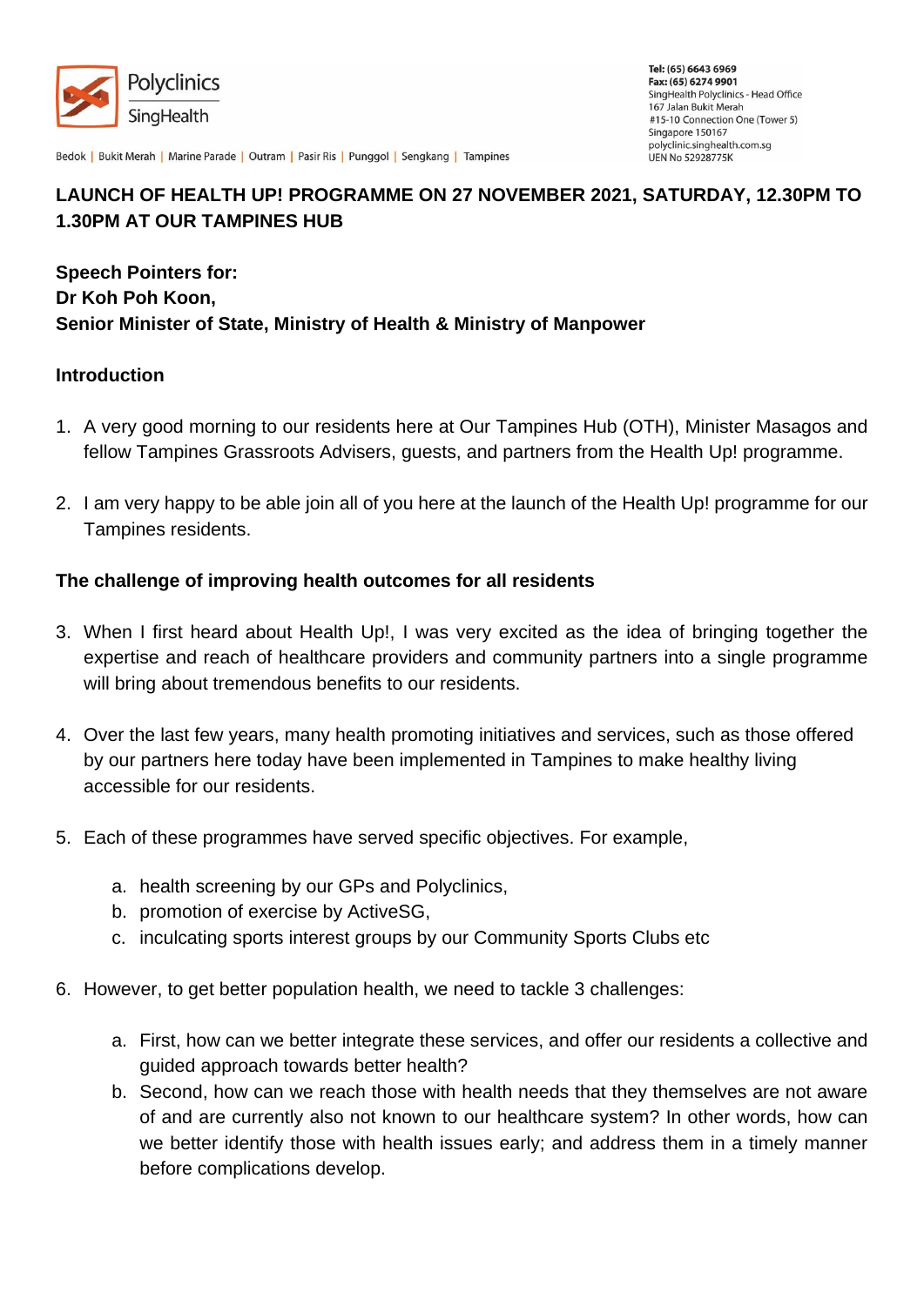Polyclinics SingHealth

Bedok | Bukit Merah | Marine Parade | Outram | Pasir Ris | Punggol | Sengkang | Tampines

Tel: (65) 6643 6969
Fax: (65) 6274 9901
SingHealth Polyclinics - Head Office
167 Jalan Bukit Merah
#15-10 Connection One (Tower 5)
Singapore 150167
polyclinic.singhealth.com.sg
UEN No 52928775K

**LAUNCH OF HEALTH UP! PROGRAMME ON 27 NOVEMBER 2021, SATURDAY, 12.30PM TO 1.30PM AT OUR TAMPINES HUB**

**Speech Pointers for:**
**Dr Koh Poh Koon,**
**Senior Minister of State, Ministry of Health & Ministry of Manpower**

**Introduction**

1. A very good morning to our residents here at Our Tampines Hub (OTH), Minister Masagos and fellow Tampines Grassroots Advisers, guests, and partners from the Health Up! programme.

2. I am very happy to be able join all of you here at the launch of the Health Up! programme for our Tampines residents.

**The challenge of improving health outcomes for all residents**

3. When I first heard about Health Up!, I was very excited as the idea of bringing together the expertise and reach of healthcare providers and community partners into a single programme will bring about tremendous benefits to our residents.

4. Over the last few years, many health promoting initiatives and services, such as those offered by our partners here today have been implemented in Tampines to make healthy living accessible for our residents.

5. Each of these programmes have served specific objectives. For example,

    a. health screening by our GPs and Polyclinics,
    b. promotion of exercise by ActiveSG,
    c. inculcating sports interest groups by our Community Sports Clubs etc

6. However, to get better population health, we need to tackle 3 challenges:

    a. First, how can we better integrate these services, and offer our residents a collective and guided approach towards better health?
    b. Second, how can we reach those with health needs that they themselves are not aware of and are currently also not known to our healthcare system? In other words, how can we better identify those with health issues early; and address them in a timely manner before complications develop.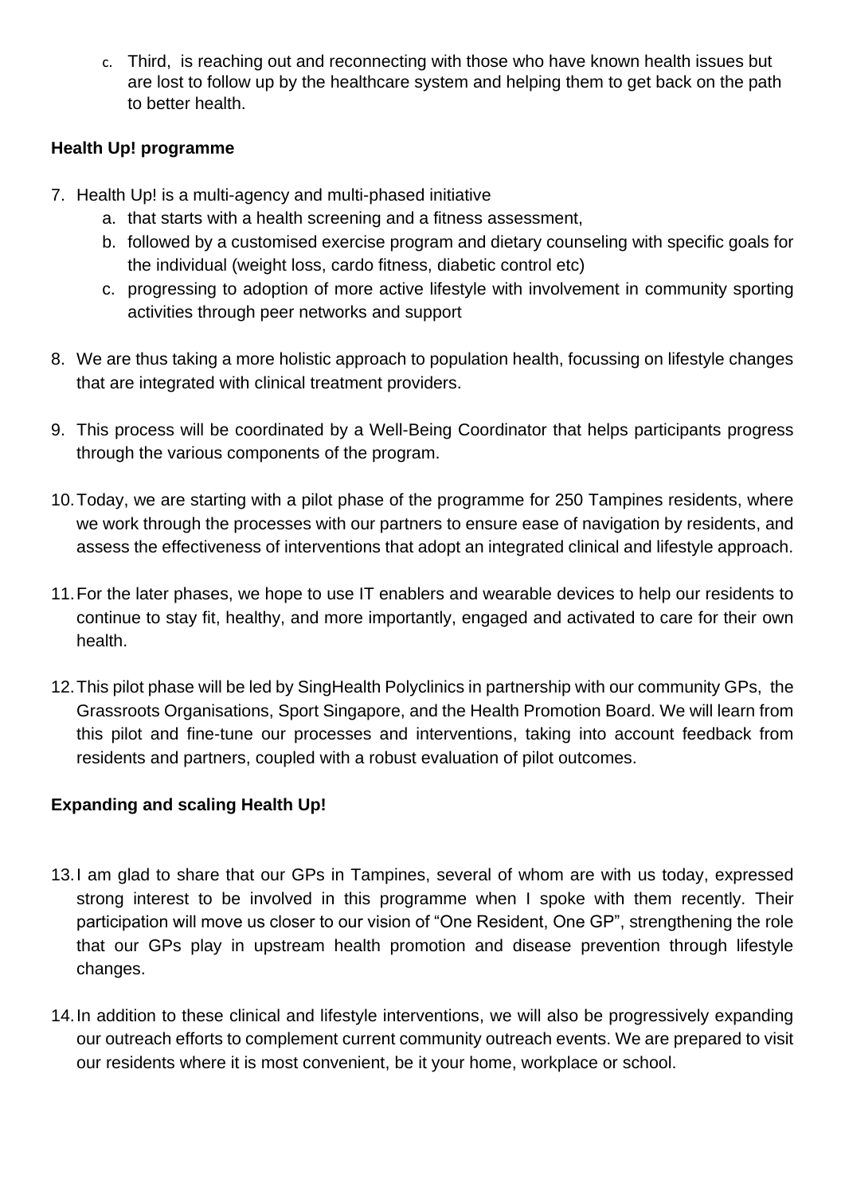c. Third, is reaching out and reconnecting with those who have known health issues but are lost to follow up by the healthcare system and helping them to get back on the path to better health.

**Health Up! programme**

7. Health Up! is a multi-agency and multi-phased initiative
    a. that starts with a health screening and a fitness assessment,
    b. followed by a customised exercise program and dietary counseling with specific goals for the individual (weight loss, cardo fitness, diabetic control etc)
    c. progressing to adoption of more active lifestyle with involvement in community sporting activities through peer networks and support

8. We are thus taking a more holistic approach to population health, focussing on lifestyle changes that are integrated with clinical treatment providers.

9. This process will be coordinated by a Well-Being Coordinator that helps participants progress through the various components of the program.

10. Today, we are starting with a pilot phase of the programme for 250 Tampines residents, where we work through the processes with our partners to ensure ease of navigation by residents, and assess the effectiveness of interventions that adopt an integrated clinical and lifestyle approach.

11. For the later phases, we hope to use IT enablers and wearable devices to help our residents to continue to stay fit, healthy, and more importantly, engaged and activated to care for their own health.

12. This pilot phase will be led by SingHealth Polyclinics in partnership with our community GPs, the Grassroots Organisations, Sport Singapore, and the Health Promotion Board. We will learn from this pilot and fine-tune our processes and interventions, taking into account feedback from residents and partners, coupled with a robust evaluation of pilot outcomes.

**Expanding and scaling Health Up!**

13. I am glad to share that our GPs in Tampines, several of whom are with us today, expressed strong interest to be involved in this programme when I spoke with them recently. Their participation will move us closer to our vision of "One Resident, One GP", strengthening the role that our GPs play in upstream health promotion and disease prevention through lifestyle changes.

14. In addition to these clinical and lifestyle interventions, we will also be progressively expanding our outreach efforts to complement current community outreach events. We are prepared to visit our residents where it is most convenient, be it your home, workplace or school.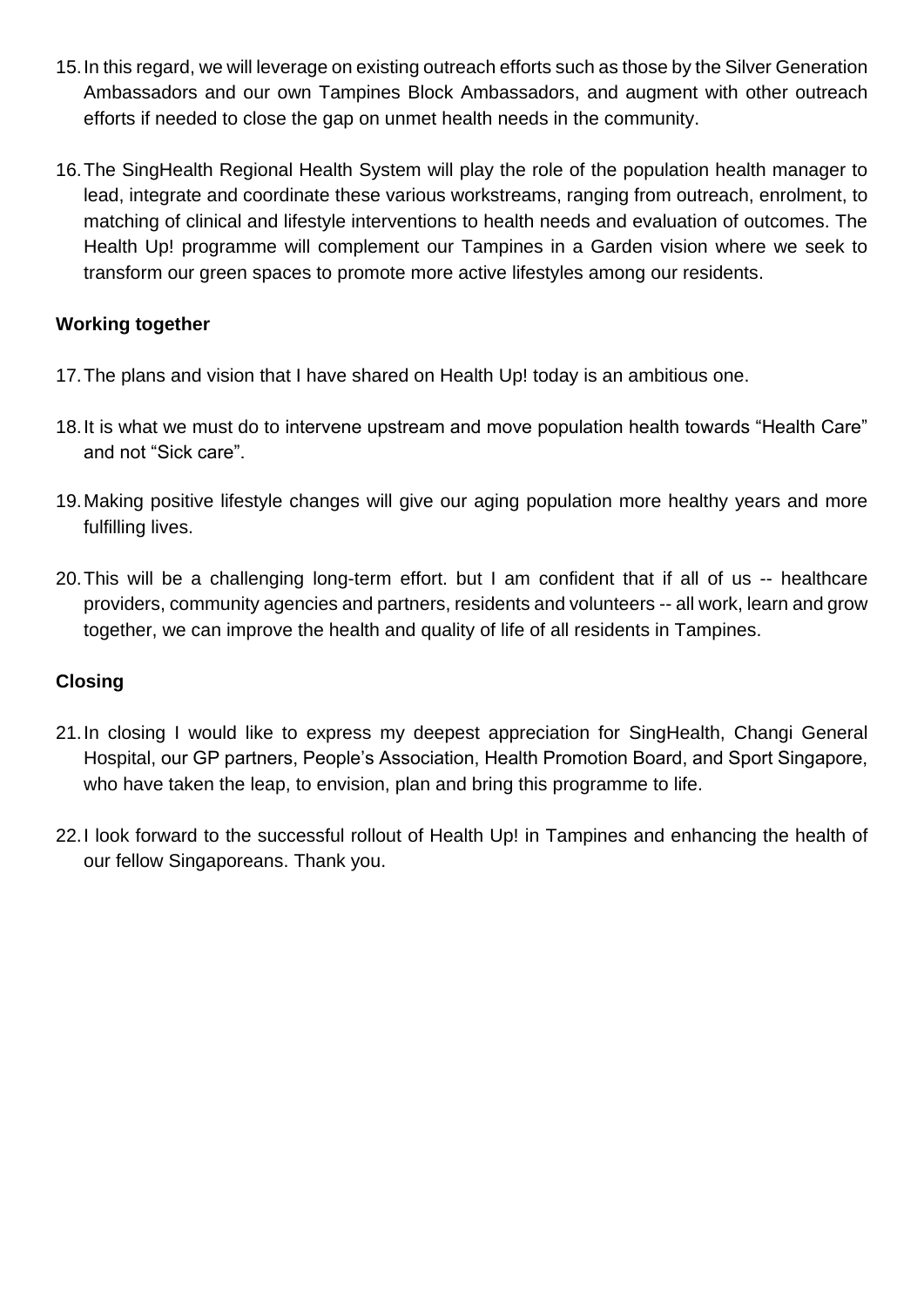15. In this regard, we will leverage on existing outreach efforts such as those by the Silver Generation Ambassadors and our own Tampines Block Ambassadors, and augment with other outreach efforts if needed to close the gap on unmet health needs in the community.

16. The SingHealth Regional Health System will play the role of the population health manager to lead, integrate and coordinate these various workstreams, ranging from outreach, enrolment, to matching of clinical and lifestyle interventions to health needs and evaluation of outcomes. The Health Up! programme will complement our Tampines in a Garden vision where we seek to transform our green spaces to promote more active lifestyles among our residents.

**Working together**

17. The plans and vision that I have shared on Health Up! today is an ambitious one.

18. It is what we must do to intervene upstream and move population health towards "Health Care" and not "Sick care".

19. Making positive lifestyle changes will give our aging population more healthy years and more fulfilling lives.

20. This will be a challenging long-term effort. but I am confident that if all of us -- healthcare providers, community agencies and partners, residents and volunteers -- all work, learn and grow together, we can improve the health and quality of life of all residents in Tampines.

**Closing**

21. In closing I would like to express my deepest appreciation for SingHealth, Changi General Hospital, our GP partners, People's Association, Health Promotion Board, and Sport Singapore, who have taken the leap, to envision, plan and bring this programme to life.

22. I look forward to the successful rollout of Health Up! in Tampines and enhancing the health of our fellow Singaporeans. Thank you.